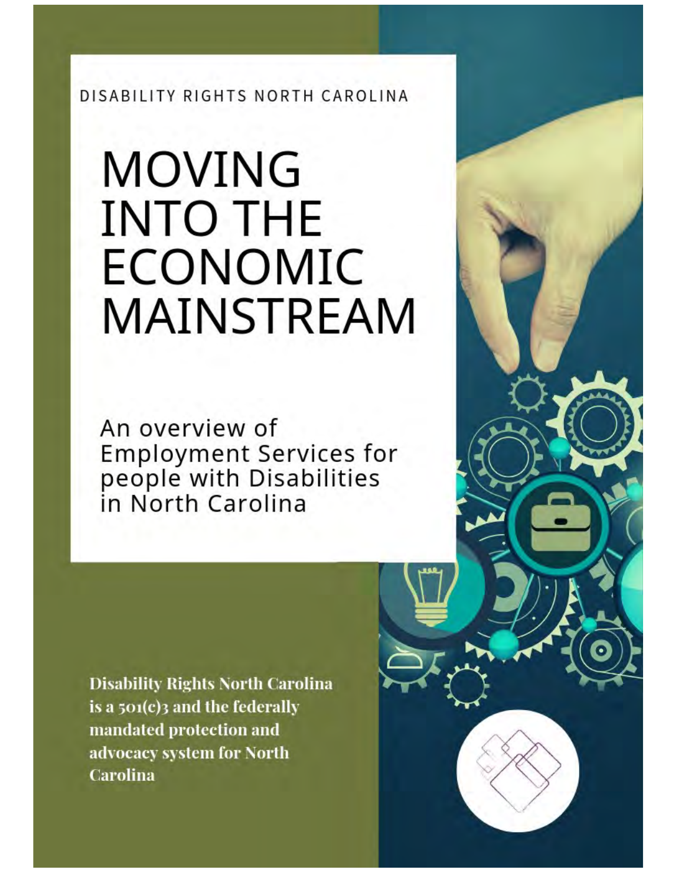DISABILITY RIGHTS NORTH CAROLINA

# MOVING INTO THE ECONOMIC MAINSTREAM

## An overview of Employment Services for people with Disabilities in North Carolina

**Disability Rights North Carolina is a 501(c)3 and the federally mandated protection and advocacy system for North Carolina**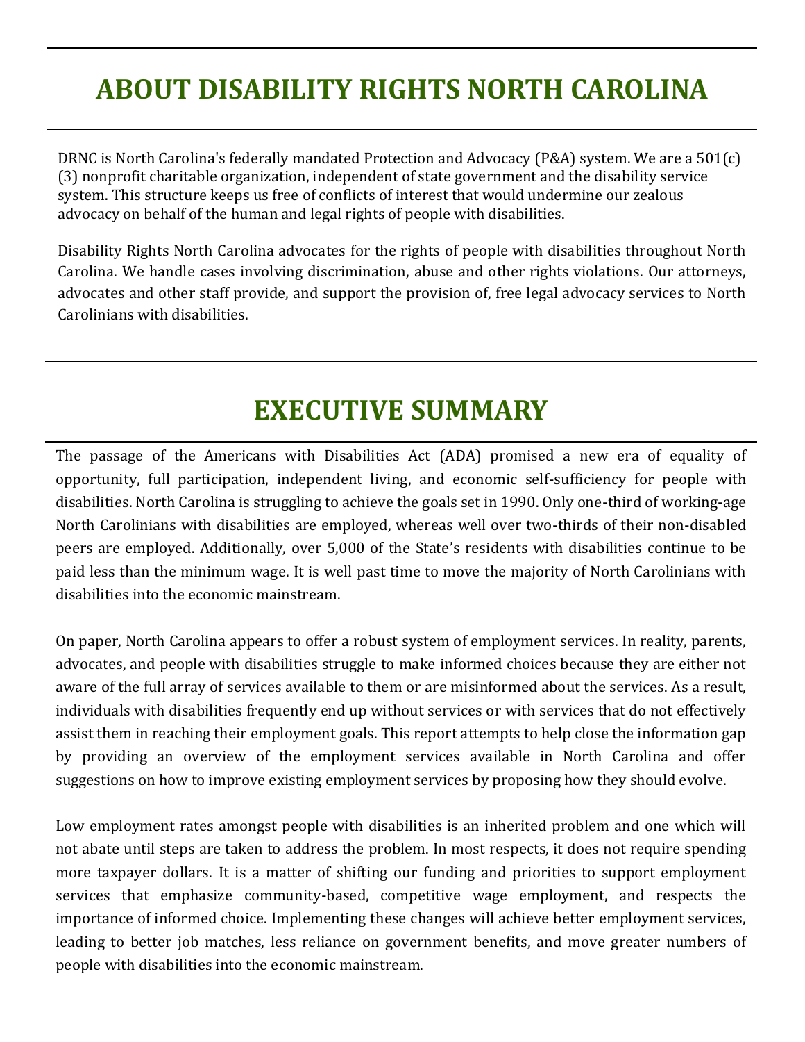# ABOUT DISABILITY RIGHTS NORTH CAROLINA

DRNC is North Carolina's federally mandated Protection and Advocacy (P&A) system. We are a 501(c)(3) nonprofit charitable organization, independent of state government and the disability service system. This structure keeps us free of conflicts of interest that would undermine our zealous advocacy on behalf of the human and legal rights of people with disabilities.

Disability Rights North Carolina advocates for the rights of people with disabilities throughout North Carolina. We handle cases involving discrimination, abuse and other rights violations. Our attorneys, advocates and other staff provide, and support the provision of, free legal advocacy services to North Carolinians with disabilities.

# EXECUTIVE SUMMARY

The passage of the Americans with Disabilities Act (ADA) promised a new era of equality of opportunity, full participation, independent living, and economic self-sufficiency for people with disabilities. North Carolina is struggling to achieve the goals set in 1990. Only one-third of working-age North Carolinians with disabilities are employed, whereas well over two-thirds of their non-disabled peers are employed. Additionally, over 5,000 of the State's residents with disabilities continue to be paid less than the minimum wage. It is well past time to move the majority of North Carolinians with disabilities into the economic mainstream.

On paper, North Carolina appears to offer a robust system of employment services. In reality, parents, advocates, and people with disabilities struggle to make informed choices because they are either not aware of the full array of services available to them or are misinformed about the services. As a result, individuals with disabilities frequently end up without services or with services that do not effectively assist them in reaching their employment goals. This report attempts to help close the information gap by providing an overview of the employment services available in North Carolina and offer suggestions on how to improve existing employment services by proposing how they should evolve.

Low employment rates amongst people with disabilities is an inherited problem and one which will not abate until steps are taken to address the problem. In most respects, it does not require spending more taxpayer dollars. It is a matter of shifting our funding and priorities to support employment services that emphasize community-based, competitive wage employment, and respects the importance of informed choice. Implementing these changes will achieve better employment services, leading to better job matches, less reliance on government benefits, and move greater numbers of people with disabilities into the economic mainstream.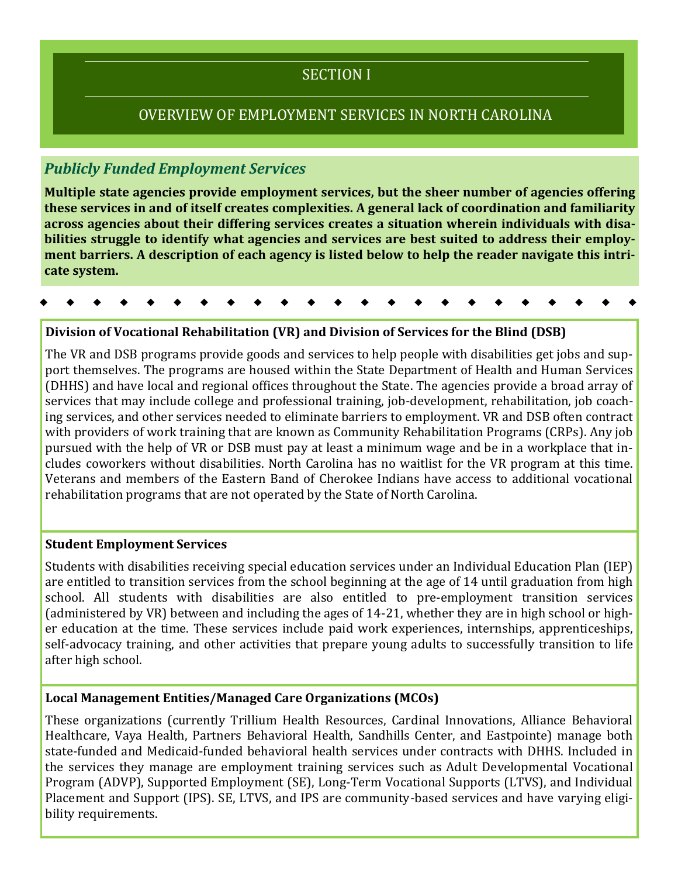# SECTION I

## OVERVIEW OF EMPLOYMENT SERVICES IN NORTH CAROLINA

### *Publicly Funded Employment Services*

**Multiple state agencies provide employment services, but the sheer number of agencies offering these services in and of itself creates complexities. A general lack of coordination and familiarity across agencies about their differing services creates a situation wherein individuals with disabilities struggle to identify what agencies and services are best suited to address their employment barriers. A description of each agency is listed below to help the reader navigate this intricate system.**

**Division of Vocational Rehabilitation (VR) and Division of Services for the Blind (DSB)**

The VR and DSB programs provide goods and services to help people with disabilities get jobs and support themselves. The programs are housed within the State Department of Health and Human Services (DHHS) and have local and regional offices throughout the State. The agencies provide a broad array of services that may include college and professional training, job-development, rehabilitation, job coaching services, and other services needed to eliminate barriers to employment. VR and DSB often contract with providers of work training that are known as Community Rehabilitation Programs (CRPs). Any job pursued with the help of VR or DSB must pay at least a minimum wage and be in a workplace that includes coworkers without disabilities. North Carolina has no waitlist for the VR program at this time. Veterans and members of the Eastern Band of Cherokee Indians have access to additional vocational rehabilitation programs that are not operated by the State of North Carolina.

**Student Employment Services**

Students with disabilities receiving special education services under an Individual Education Plan (IEP) are entitled to transition services from the school beginning at the age of 14 until graduation from high school. All students with disabilities are also entitled to pre-employment transition services (administered by VR) between and including the ages of 14-21, whether they are in high school or higher education at the time. These services include paid work experiences, internships, apprenticeships, self-advocacy training, and other activities that prepare young adults to successfully transition to life after high school.

**Local Management Entities/Managed Care Organizations (MCOs)**

These organizations (currently Trillium Health Resources, Cardinal Innovations, Alliance Behavioral Healthcare, Vaya Health, Partners Behavioral Health, Sandhills Center, and Eastpointe) manage both state-funded and Medicaid-funded behavioral health services under contracts with DHHS. Included in the services they manage are employment training services such as Adult Developmental Vocational Program (ADVP), Supported Employment (SE), Long-Term Vocational Supports (LTVS), and Individual Placement and Support (IPS). SE, LTVS, and IPS are community-based services and have varying eligibility requirements.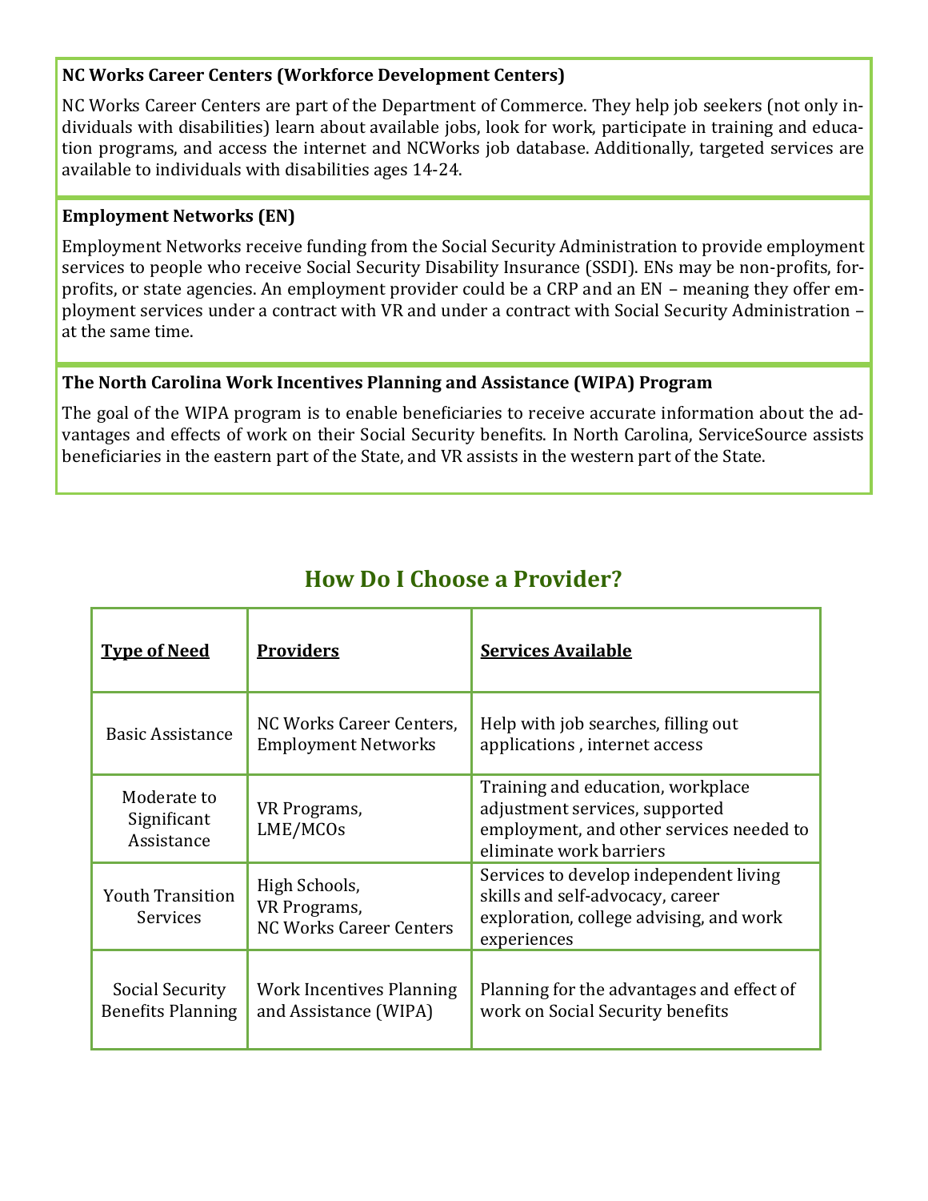### NC Works Career Centers (Workforce Development Centers)

NC Works Career Centers are part of the Department of Commerce. They help job seekers (not only individuals with disabilities) learn about available jobs, look for work, participate in training and education programs, and access the internet and NCWorks job database. Additionally, targeted services are available to individuals with disabilities ages 14-24.

### Employment Networks (EN)

Employment Networks receive funding from the Social Security Administration to provide employment services to people who receive Social Security Disability Insurance (SSDI). ENs may be non-profits, for-profits, or state agencies. An employment provider could be a CRP and an EN – meaning they offer employment services under a contract with VR and under a contract with Social Security Administration – at the same time.

### The North Carolina Work Incentives Planning and Assistance (WIPA) Program

The goal of the WIPA program is to enable beneficiaries to receive accurate information about the advantages and effects of work on their Social Security benefits. In North Carolina, ServiceSource assists beneficiaries in the eastern part of the State, and VR assists in the western part of the State.

## How Do I Choose a Provider?

| Type of Need | Providers | Services Available |
|---|---|---|
| Basic Assistance | NC Works Career Centers, Employment Networks | Help with job searches, filling out applications , internet access |
| Moderate to Significant Assistance | VR Programs, LME/MCOs | Training and education, workplace adjustment services, supported employment, and other services needed to eliminate work barriers |
| Youth Transition Services | High Schools, VR Programs, NC Works Career Centers | Services to develop independent living skills and self-advocacy, career exploration, college advising, and work experiences |
| Social Security Benefits Planning | Work Incentives Planning and Assistance (WIPA) | Planning for the advantages and effect of work on Social Security benefits |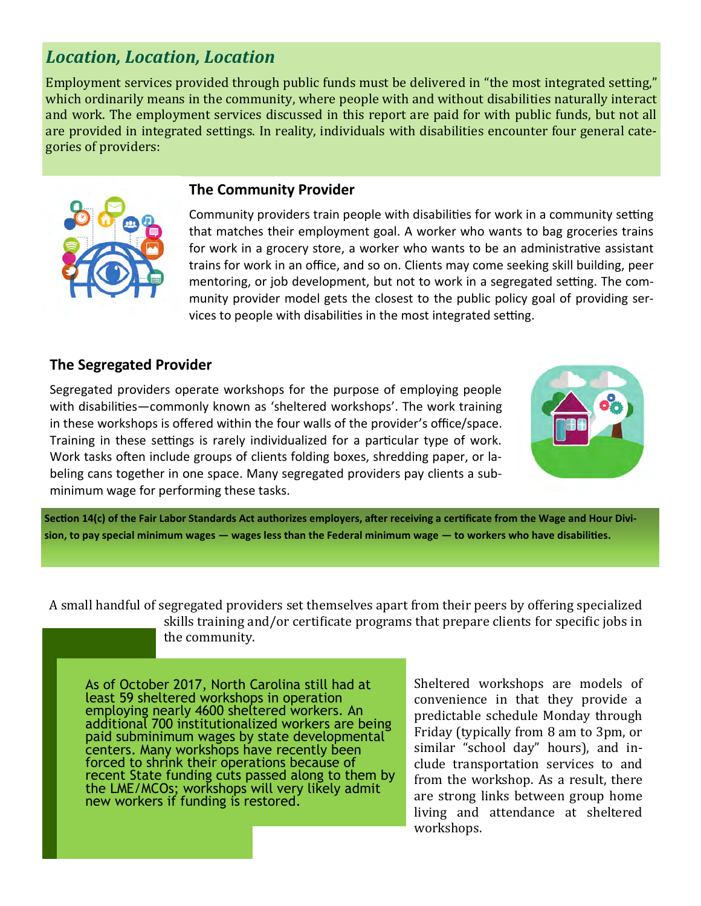## *Location, Location, Location*

Employment services provided through public funds must be delivered in "the most integrated setting," which ordinarily means in the community, where people with and without disabilities naturally interact and work. The employment services discussed in this report are paid for with public funds, but not all are provided in integrated settings. In reality, individuals with disabilities encounter four general categories of providers:

### The Community Provider

Community providers train people with disabilities for work in a community setting that matches their employment goal. A worker who wants to bag groceries trains for work in a grocery store, a worker who wants to be an administrative assistant trains for work in an office, and so on. Clients may come seeking skill building, peer mentoring, or job development, but not to work in a segregated setting. The community provider model gets the closest to the public policy goal of providing services to people with disabilities in the most integrated setting.

### The Segregated Provider

Segregated providers operate workshops for the purpose of employing people with disabilities—commonly known as 'sheltered workshops'. The work training in these workshops is offered within the four walls of the provider's office/space. Training in these settings is rarely individualized for a particular type of work. Work tasks often include groups of clients folding boxes, shredding paper, or labeling cans together in one space. Many segregated providers pay clients a subminimum wage for performing these tasks.

**Section 14(c) of the Fair Labor Standards Act authorizes employers, after receiving a certificate from the Wage and Hour Division, to pay special minimum wages — wages less than the Federal minimum wage — to workers who have disabilities.**

A small handful of segregated providers set themselves apart from their peers by offering specialized skills training and/or certificate programs that prepare clients for specific jobs in the community.

As of October 2017, North Carolina still had at least 59 sheltered workshops in operation employing nearly 4600 sheltered workers. An additional 700 institutionalized workers are being paid subminimum wages by state developmental centers. Many workshops have recently been forced to shrink their operations because of recent State funding cuts passed along to them by the LME/MCOs; workshops will very likely admit new workers if funding is restored.

Sheltered workshops are models of convenience in that they provide a predictable schedule Monday through Friday (typically from 8 am to 3pm, or similar "school day" hours), and include transportation services to and from the workshop. As a result, there are strong links between group home living and attendance at sheltered workshops.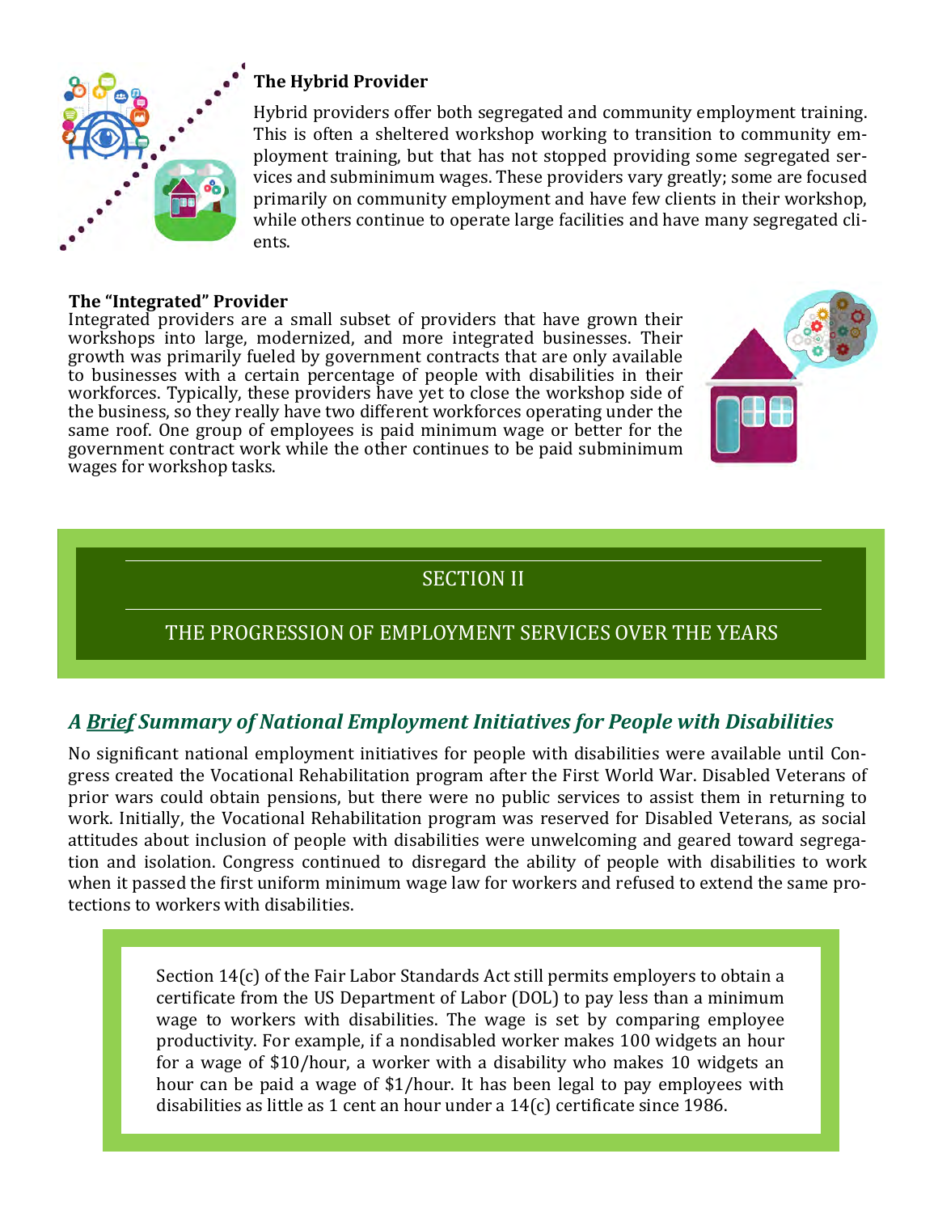### The Hybrid Provider

Hybrid providers offer both segregated and community employment training. This is often a sheltered workshop working to transition to community employment training, but that has not stopped providing some segregated services and subminimum wages. These providers vary greatly; some are focused primarily on community employment and have few clients in their workshop, while others continue to operate large facilities and have many segregated clients.

### The "Integrated" Provider

Integrated providers are a small subset of providers that have grown their workshops into large, modernized, and more integrated businesses. Their growth was primarily fueled by government contracts that are only available to businesses with a certain percentage of people with disabilities in their workforces. Typically, these providers have yet to close the workshop side of the business, so they really have two different workforces operating under the same roof. One group of employees is paid minimum wage or better for the government contract work while the other continues to be paid subminimum wages for workshop tasks.

## SECTION II

## THE PROGRESSION OF EMPLOYMENT SERVICES OVER THE YEARS

### *A Brief Summary of National Employment Initiatives for People with Disabilities*

No significant national employment initiatives for people with disabilities were available until Congress created the Vocational Rehabilitation program after the First World War. Disabled Veterans of prior wars could obtain pensions, but there were no public services to assist them in returning to work. Initially, the Vocational Rehabilitation program was reserved for Disabled Veterans, as social attitudes about inclusion of people with disabilities were unwelcoming and geared toward segregation and isolation. Congress continued to disregard the ability of people with disabilities to work when it passed the first uniform minimum wage law for workers and refused to extend the same protections to workers with disabilities.

> Section 14(c) of the Fair Labor Standards Act still permits employers to obtain a certificate from the US Department of Labor (DOL) to pay less than a minimum wage to workers with disabilities. The wage is set by comparing employee productivity. For example, if a nondisabled worker makes 100 widgets an hour for a wage of $10/hour, a worker with a disability who makes 10 widgets an hour can be paid a wage of $1/hour. It has been legal to pay employees with disabilities as little as 1 cent an hour under a 14(c) certificate since 1986.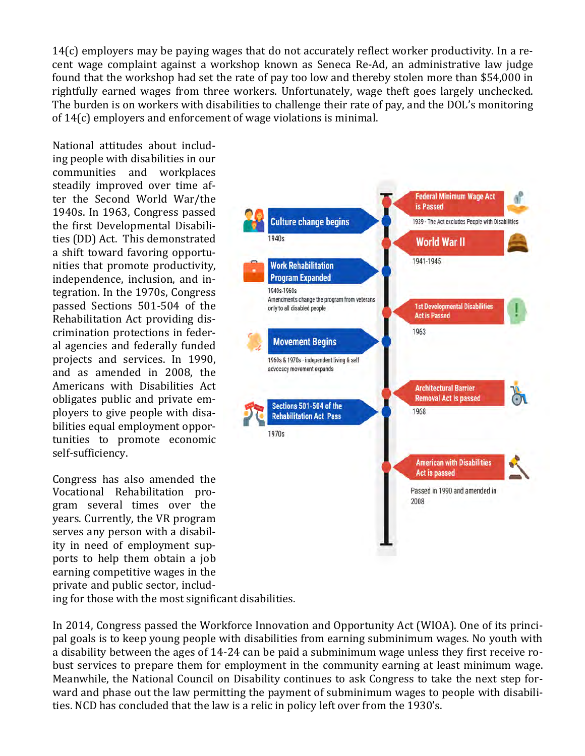14(c) employers may be paying wages that do not accurately reflect worker productivity. In a recent wage complaint against a workshop known as Seneca Re-Ad, an administrative law judge found that the workshop had set the rate of pay too low and thereby stolen more than $54,000 in rightfully earned wages from three workers. Unfortunately, wage theft goes largely unchecked. The burden is on workers with disabilities to challenge their rate of pay, and the DOL's monitoring of 14(c) employers and enforcement of wage violations is minimal.

National attitudes about including people with disabilities in our communities and workplaces steadily improved over time after the Second World War/the 1940s. In 1963, Congress passed the first Developmental Disabilities (DD) Act. This demonstrated a shift toward favoring opportunities that promote productivity, independence, inclusion, and integration. In the 1970s, Congress passed Sections 501-504 of the Rehabilitation Act providing discrimination protections in federal agencies and federally funded projects and services. In 1990, and as amended in 2008, the Americans with Disabilities Act obligates public and private employers to give people with disabilities equal employment opportunities to promote economic self-sufficiency.

- **Federal Minimum Wage Act is Passed** — 1939 - The Act excludes People with Disabilities
- **Culture change begins** — 1940s
- **World War II** — 1941-1945
- **Work Rehabilitation Program Expanded** — 1940s-1960s. Amendments change the program from veterans only to all disabled people
- **1st Developmental Disabilities Act is Passed** — 1963
- **Movement Begins** — 1960s & 1970s - independent living & self advocacy movement expands
- **Architectural Barrier Removal Act is passed** — 1968
- **Sections 501-504 of the Rehabilitation Act Pass** — 1970s
- **American with Disabilities Act is passed** — Passed in 1990 and amended in 2008

Congress has also amended the Vocational Rehabilitation program several times over the years. Currently, the VR program serves any person with a disability in need of employment supports to help them obtain a job earning competitive wages in the private and public sector, including for those with the most significant disabilities.

In 2014, Congress passed the Workforce Innovation and Opportunity Act (WIOA). One of its principal goals is to keep young people with disabilities from earning subminimum wages. No youth with a disability between the ages of 14-24 can be paid a subminimum wage unless they first receive robust services to prepare them for employment in the community earning at least minimum wage. Meanwhile, the National Council on Disability continues to ask Congress to take the next step forward and phase out the law permitting the payment of subminimum wages to people with disabilities. NCD has concluded that the law is a relic in policy left over from the 1930's.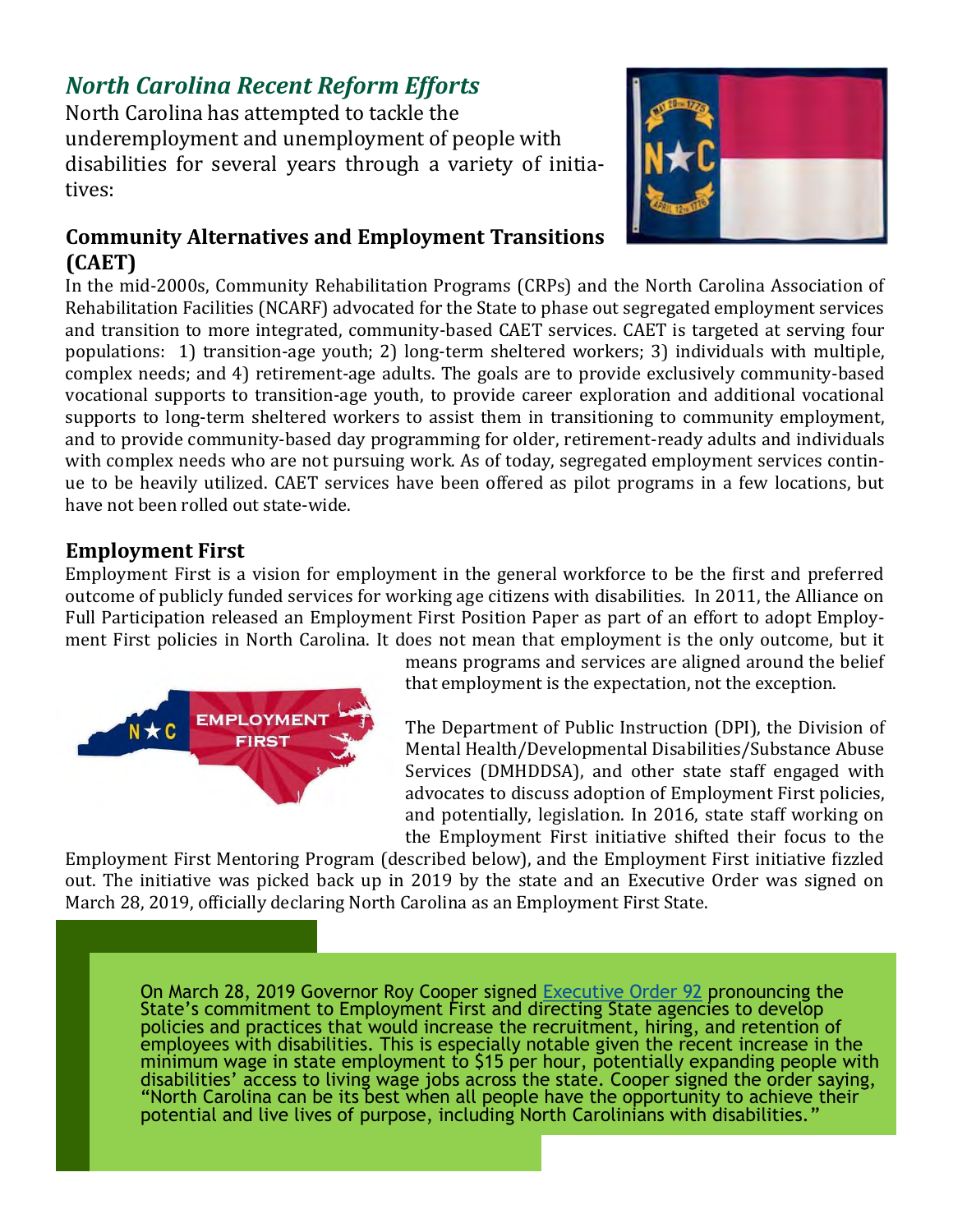## *North Carolina Recent Reform Efforts*

North Carolina has attempted to tackle the underemployment and unemployment of people with disabilities for several years through a variety of initiatives:

### Community Alternatives and Employment Transitions (CAET)

In the mid-2000s, Community Rehabilitation Programs (CRPs) and the North Carolina Association of Rehabilitation Facilities (NCARF) advocated for the State to phase out segregated employment services and transition to more integrated, community-based CAET services. CAET is targeted at serving four populations: 1) transition-age youth; 2) long-term sheltered workers; 3) individuals with multiple, complex needs; and 4) retirement-age adults. The goals are to provide exclusively community-based vocational supports to transition-age youth, to provide career exploration and additional vocational supports to long-term sheltered workers to assist them in transitioning to community employment, and to provide community-based day programming for older, retirement-ready adults and individuals with complex needs who are not pursuing work. As of today, segregated employment services continue to be heavily utilized. CAET services have been offered as pilot programs in a few locations, but have not been rolled out state-wide.

### Employment First

Employment First is a vision for employment in the general workforce to be the first and preferred outcome of publicly funded services for working age citizens with disabilities. In 2011, the Alliance on Full Participation released an Employment First Position Paper as part of an effort to adopt Employment First policies in North Carolina. It does not mean that employment is the only outcome, but it means programs and services are aligned around the belief that employment is the expectation, not the exception.

The Department of Public Instruction (DPI), the Division of Mental Health/Developmental Disabilities/Substance Abuse Services (DMHDDSA), and other state staff engaged with advocates to discuss adoption of Employment First policies, and potentially, legislation. In 2016, state staff working on the Employment First initiative shifted their focus to the Employment First Mentoring Program (described below), and the Employment First initiative fizzled out. The initiative was picked back up in 2019 by the state and an Executive Order was signed on March 28, 2019, officially declaring North Carolina as an Employment First State.

On March 28, 2019 Governor Roy Cooper signed Executive Order 92 pronouncing the State's commitment to Employment First and directing State agencies to develop policies and practices that would increase the recruitment, hiring, and retention of employees with disabilities. This is especially notable given the recent increase in the minimum wage in state employment to $15 per hour, potentially expanding people with disabilities' access to living wage jobs across the state. Cooper signed the order saying, "North Carolina can be its best when all people have the opportunity to achieve their potential and live lives of purpose, including North Carolinians with disabilities."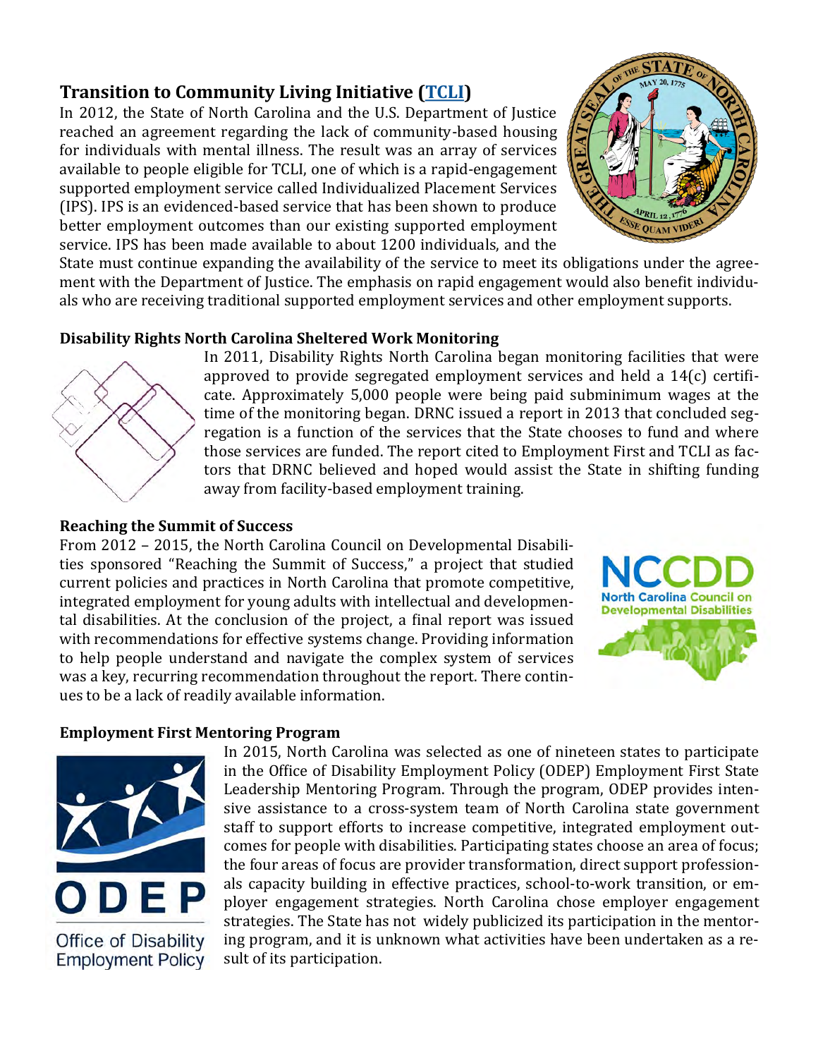## Transition to Community Living Initiative (TCLI)

In 2012, the State of North Carolina and the U.S. Department of Justice reached an agreement regarding the lack of community-based housing for individuals with mental illness. The result was an array of services available to people eligible for TCLI, one of which is a rapid-engagement supported employment service called Individualized Placement Services (IPS). IPS is an evidenced-based service that has been shown to produce better employment outcomes than our existing supported employment service. IPS has been made available to about 1200 individuals, and the State must continue expanding the availability of the service to meet its obligations under the agreement with the Department of Justice. The emphasis on rapid engagement would also benefit individuals who are receiving traditional supported employment services and other employment supports.

### Disability Rights North Carolina Sheltered Work Monitoring

In 2011, Disability Rights North Carolina began monitoring facilities that were approved to provide segregated employment services and held a 14(c) certificate. Approximately 5,000 people were being paid subminimum wages at the time of the monitoring began. DRNC issued a report in 2013 that concluded segregation is a function of the services that the State chooses to fund and where those services are funded. The report cited to Employment First and TCLI as factors that DRNC believed and hoped would assist the State in shifting funding away from facility-based employment training.

### Reaching the Summit of Success

From 2012 – 2015, the North Carolina Council on Developmental Disabilities sponsored "Reaching the Summit of Success," a project that studied current policies and practices in North Carolina that promote competitive, integrated employment for young adults with intellectual and developmental disabilities. At the conclusion of the project, a final report was issued with recommendations for effective systems change. Providing information to help people understand and navigate the complex system of services was a key, recurring recommendation throughout the report. There continues to be a lack of readily available information.

### Employment First Mentoring Program

In 2015, North Carolina was selected as one of nineteen states to participate in the Office of Disability Employment Policy (ODEP) Employment First State Leadership Mentoring Program. Through the program, ODEP provides intensive assistance to a cross-system team of North Carolina state government staff to support efforts to increase competitive, integrated employment outcomes for people with disabilities. Participating states choose an area of focus; the four areas of focus are provider transformation, direct support professionals capacity building in effective practices, school-to-work transition, or employer engagement strategies. North Carolina chose employer engagement strategies. The State has not widely publicized its participation in the mentoring program, and it is unknown what activities have been undertaken as a result of its participation.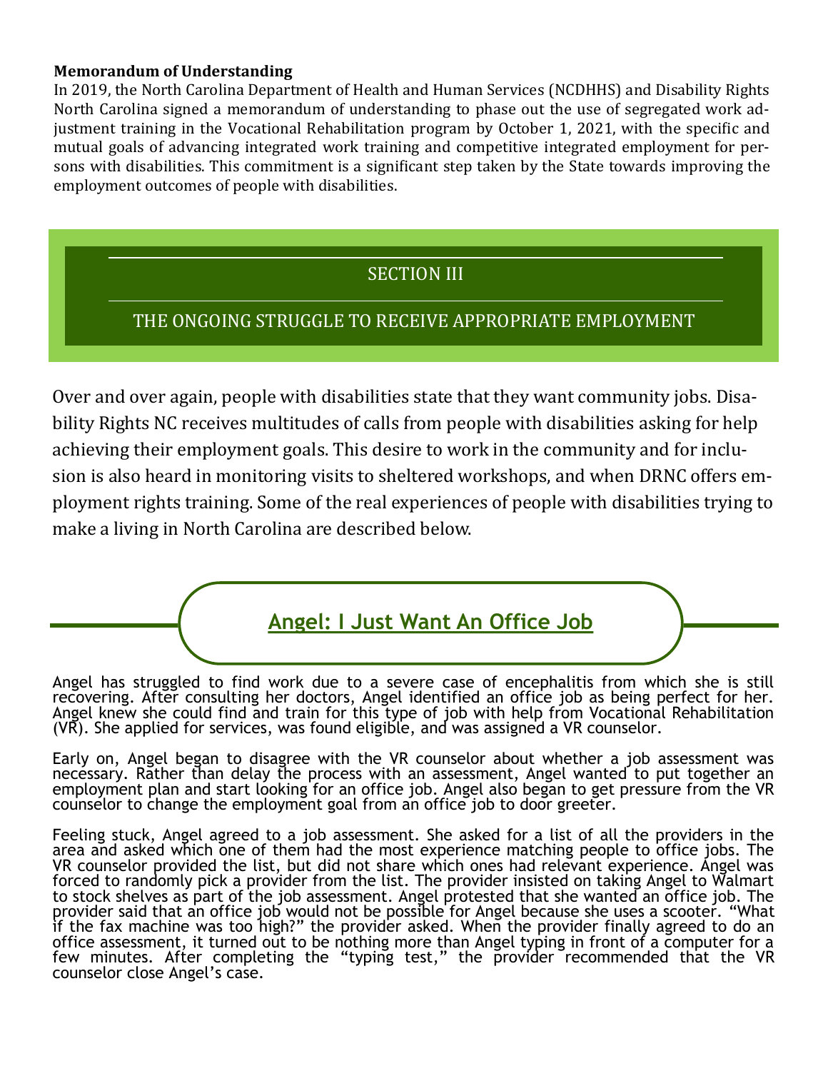**Memorandum of Understanding**

In 2019, the North Carolina Department of Health and Human Services (NCDHHS) and Disability Rights North Carolina signed a memorandum of understanding to phase out the use of segregated work adjustment training in the Vocational Rehabilitation program by October 1, 2021, with the specific and mutual goals of advancing integrated work training and competitive integrated employment for persons with disabilities. This commitment is a significant step taken by the State towards improving the employment outcomes of people with disabilities.

## SECTION III

## THE ONGOING STRUGGLE TO RECEIVE APPROPRIATE EMPLOYMENT

Over and over again, people with disabilities state that they want community jobs. Disability Rights NC receives multitudes of calls from people with disabilities asking for help achieving their employment goals. This desire to work in the community and for inclusion is also heard in monitoring visits to sheltered workshops, and when DRNC offers employment rights training. Some of the real experiences of people with disabilities trying to make a living in North Carolina are described below.

### Angel: I Just Want An Office Job

Angel has struggled to find work due to a severe case of encephalitis from which she is still recovering. After consulting her doctors, Angel identified an office job as being perfect for her. Angel knew she could find and train for this type of job with help from Vocational Rehabilitation (VR). She applied for services, was found eligible, and was assigned a VR counselor.

Early on, Angel began to disagree with the VR counselor about whether a job assessment was necessary. Rather than delay the process with an assessment, Angel wanted to put together an employment plan and start looking for an office job. Angel also began to get pressure from the VR counselor to change the employment goal from an office job to door greeter.

Feeling stuck, Angel agreed to a job assessment. She asked for a list of all the providers in the area and asked which one of them had the most experience matching people to office jobs. The VR counselor provided the list, but did not share which ones had relevant experience. Angel was forced to randomly pick a provider from the list. The provider insisted on taking Angel to Walmart to stock shelves as part of the job assessment. Angel protested that she wanted an office job. The provider said that an office job would not be possible for Angel because she uses a scooter. "What if the fax machine was too high?" the provider asked. When the provider finally agreed to do an office assessment, it turned out to be nothing more than Angel typing in front of a computer for a few minutes. After completing the "typing test," the provider recommended that the VR counselor close Angel's case.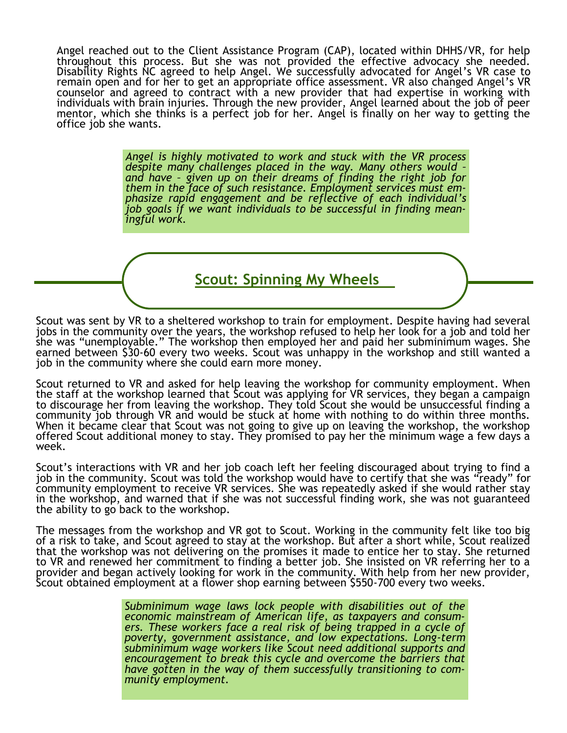Angel reached out to the Client Assistance Program (CAP), located within DHHS/VR, for help throughout this process. But she was not provided the effective advocacy she needed. Disability Rights NC agreed to help Angel. We successfully advocated for Angel's VR case to remain open and for her to get an appropriate office assessment. VR also changed Angel's VR counselor and agreed to contract with a new provider that had expertise in working with individuals with brain injuries. Through the new provider, Angel learned about the job of peer mentor, which she thinks is a perfect job for her. Angel is finally on her way to getting the office job she wants.

*Angel is highly motivated to work and stuck with the VR process despite many challenges placed in the way. Many others would – and have – given up on their dreams of finding the right job for them in the face of such resistance. Employment services must emphasize rapid engagement and be reflective of each individual's job goals if we want individuals to be successful in finding meaningful work.*

## Scout: Spinning My Wheels

Scout was sent by VR to a sheltered workshop to train for employment. Despite having had several jobs in the community over the years, the workshop refused to help her look for a job and told her she was "unemployable." The workshop then employed her and paid her subminimum wages. She earned between $30-60 every two weeks. Scout was unhappy in the workshop and still wanted a job in the community where she could earn more money.

Scout returned to VR and asked for help leaving the workshop for community employment. When the staff at the workshop learned that Scout was applying for VR services, they began a campaign to discourage her from leaving the workshop. They told Scout she would be unsuccessful finding a community job through VR and would be stuck at home with nothing to do within three months. When it became clear that Scout was not going to give up on leaving the workshop, the workshop offered Scout additional money to stay. They promised to pay her the minimum wage a few days a week.

Scout's interactions with VR and her job coach left her feeling discouraged about trying to find a job in the community. Scout was told the workshop would have to certify that she was "ready" for community employment to receive VR services. She was repeatedly asked if she would rather stay in the workshop, and warned that if she was not successful finding work, she was not guaranteed the ability to go back to the workshop.

The messages from the workshop and VR got to Scout. Working in the community felt like too big of a risk to take, and Scout agreed to stay at the workshop. But after a short while, Scout realized that the workshop was not delivering on the promises it made to entice her to stay. She returned to VR and renewed her commitment to finding a better job. She insisted on VR referring her to a provider and began actively looking for work in the community. With help from her new provider, Scout obtained employment at a flower shop earning between $550-700 every two weeks.

*Subminimum wage laws lock people with disabilities out of the economic mainstream of American life, as taxpayers and consumers. These workers face a real risk of being trapped in a cycle of poverty, government assistance, and low expectations. Long-term subminimum wage workers like Scout need additional supports and encouragement to break this cycle and overcome the barriers that have gotten in the way of them successfully transitioning to community employment.*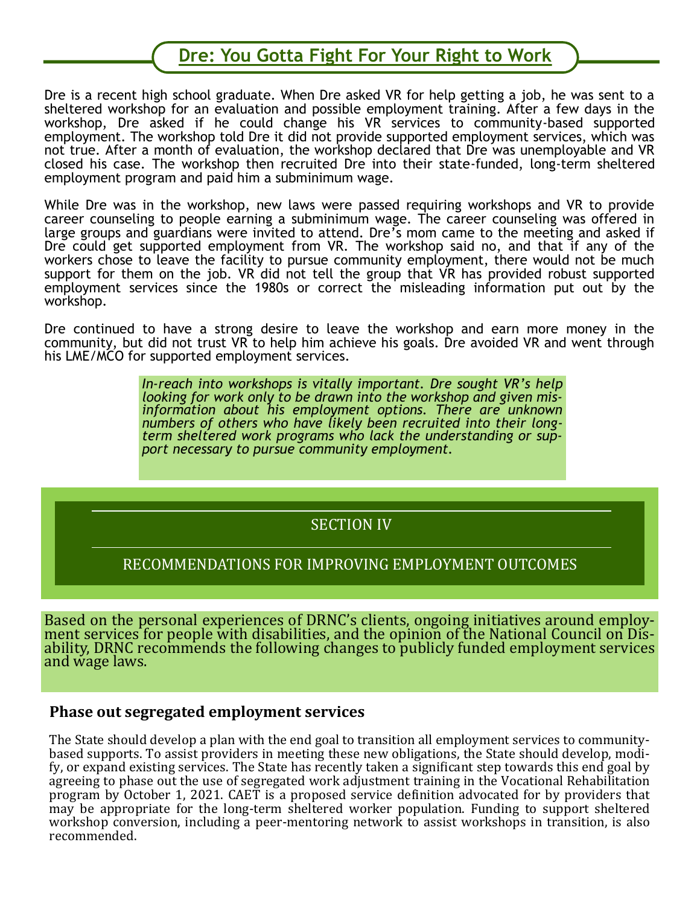## Dre: You Gotta Fight For Your Right to Work

Dre is a recent high school graduate. When Dre asked VR for help getting a job, he was sent to a sheltered workshop for an evaluation and possible employment training. After a few days in the workshop, Dre asked if he could change his VR services to community-based supported employment. The workshop told Dre it did not provide supported employment services, which was not true. After a month of evaluation, the workshop declared that Dre was unemployable and VR closed his case. The workshop then recruited Dre into their state-funded, long-term sheltered employment program and paid him a subminimum wage.

While Dre was in the workshop, new laws were passed requiring workshops and VR to provide career counseling to people earning a subminimum wage. The career counseling was offered in large groups and guardians were invited to attend. Dre's mom came to the meeting and asked if Dre could get supported employment from VR. The workshop said no, and that if any of the workers chose to leave the facility to pursue community employment, there would not be much support for them on the job. VR did not tell the group that VR has provided robust supported employment services since the 1980s or correct the misleading information put out by the workshop.

Dre continued to have a strong desire to leave the workshop and earn more money in the community, but did not trust VR to help him achieve his goals. Dre avoided VR and went through his LME/MCO for supported employment services.

*In-reach into workshops is vitally important. Dre sought VR's help looking for work only to be drawn into the workshop and given misinformation about his employment options. There are unknown numbers of others who have likely been recruited into their long-term sheltered work programs who lack the understanding or support necessary to pursue community employment.*

# SECTION IV

# RECOMMENDATIONS FOR IMPROVING EMPLOYMENT OUTCOMES

Based on the personal experiences of DRNC's clients, ongoing initiatives around employment services for people with disabilities, and the opinion of the National Council on Disability, DRNC recommends the following changes to publicly funded employment services and wage laws.

### Phase out segregated employment services

The State should develop a plan with the end goal to transition all employment services to community-based supports. To assist providers in meeting these new obligations, the State should develop, modify, or expand existing services. The State has recently taken a significant step towards this end goal by agreeing to phase out the use of segregated work adjustment training in the Vocational Rehabilitation program by October 1, 2021. CAET is a proposed service definition advocated for by providers that may be appropriate for the long-term sheltered worker population. Funding to support sheltered workshop conversion, including a peer-mentoring network to assist workshops in transition, is also recommended.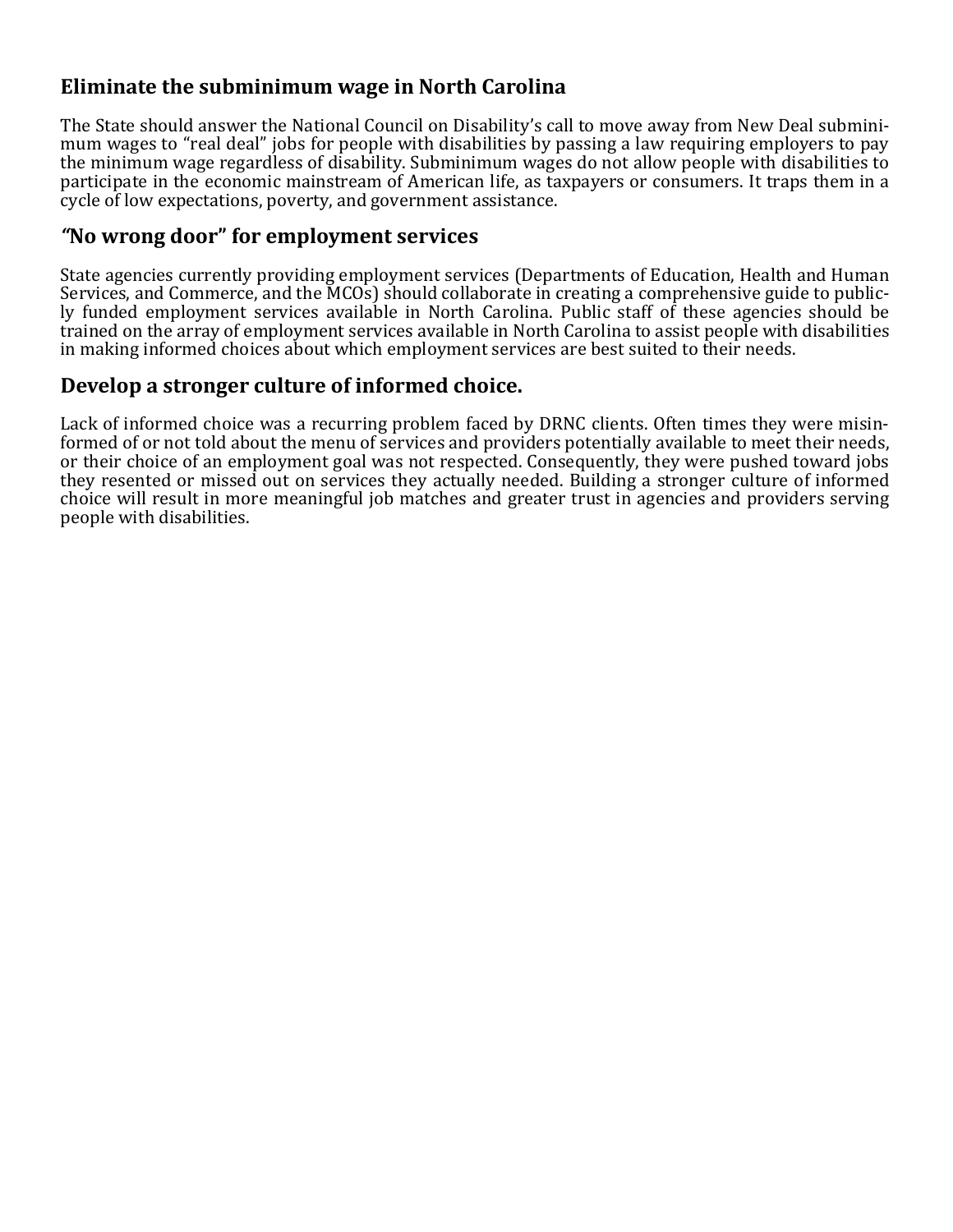## Eliminate the subminimum wage in North Carolina

The State should answer the National Council on Disability's call to move away from New Deal subminimum wages to "real deal" jobs for people with disabilities by passing a law requiring employers to pay the minimum wage regardless of disability. Subminimum wages do not allow people with disabilities to participate in the economic mainstream of American life, as taxpayers or consumers. It traps them in a cycle of low expectations, poverty, and government assistance.

## "No wrong door" for employment services

State agencies currently providing employment services (Departments of Education, Health and Human Services, and Commerce, and the MCOs) should collaborate in creating a comprehensive guide to publicly funded employment services available in North Carolina. Public staff of these agencies should be trained on the array of employment services available in North Carolina to assist people with disabilities in making informed choices about which employment services are best suited to their needs.

## Develop a stronger culture of informed choice.

Lack of informed choice was a recurring problem faced by DRNC clients. Often times they were misinformed of or not told about the menu of services and providers potentially available to meet their needs, or their choice of an employment goal was not respected. Consequently, they were pushed toward jobs they resented or missed out on services they actually needed. Building a stronger culture of informed choice will result in more meaningful job matches and greater trust in agencies and providers serving people with disabilities.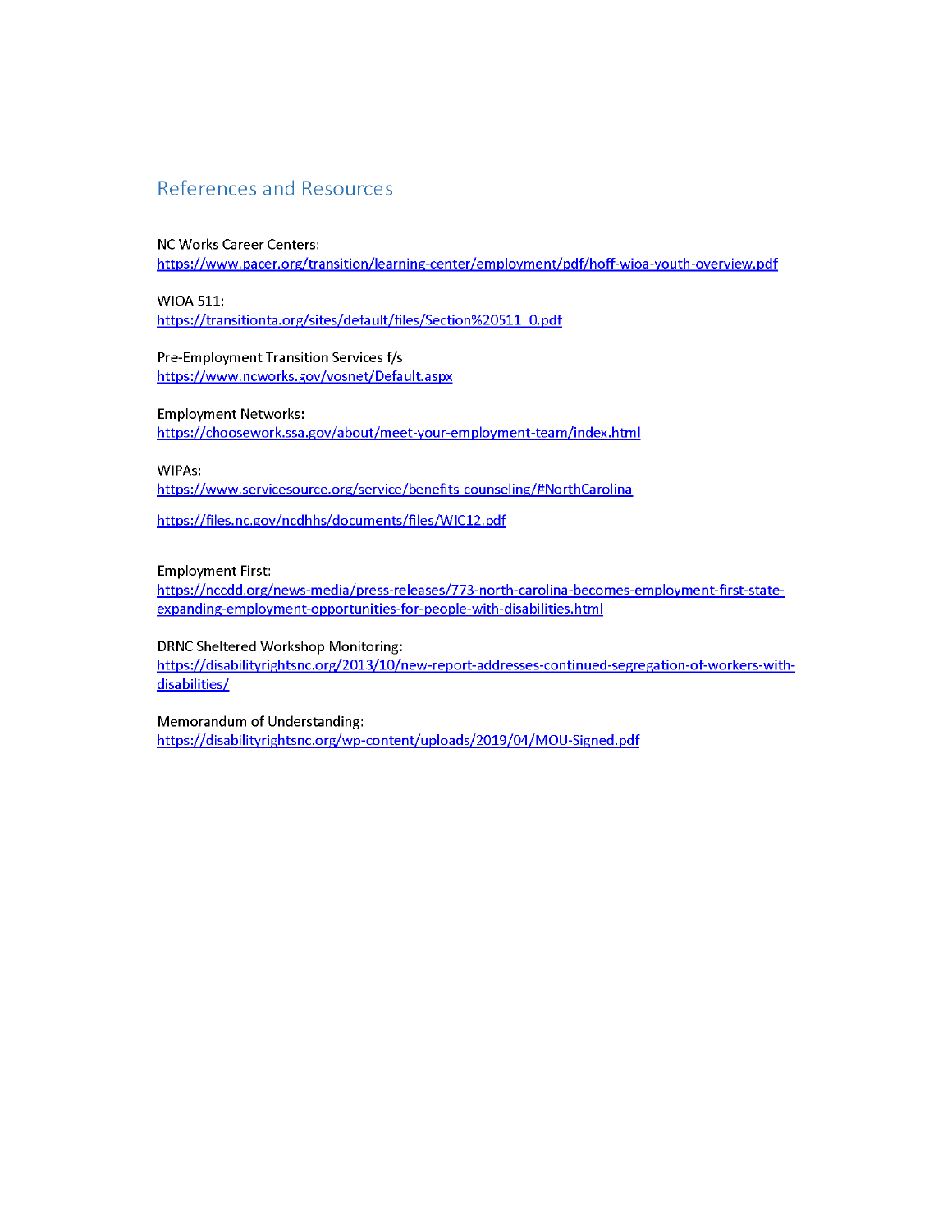## References and Resources

NC Works Career Centers:
https://www.pacer.org/transition/learning-center/employment/pdf/hoff-wioa-youth-overview.pdf

WIOA 511:
https://transitionta.org/sites/default/files/Section%20511_0.pdf

Pre-Employment Transition Services f/s
https://www.ncworks.gov/vosnet/Default.aspx

Employment Networks:
https://choosework.ssa.gov/about/meet-your-employment-team/index.html

WIPAs:
https://www.servicesource.org/service/benefits-counseling/#NorthCarolina

https://files.nc.gov/ncdhhs/documents/files/WIC12.pdf

Employment First:
https://nccdd.org/news-media/press-releases/773-north-carolina-becomes-employment-first-state-expanding-employment-opportunities-for-people-with-disabilities.html

DRNC Sheltered Workshop Monitoring:
https://disabilityrightsnc.org/2013/10/new-report-addresses-continued-segregation-of-workers-with-disabilities/

Memorandum of Understanding:
https://disabilityrightsnc.org/wp-content/uploads/2019/04/MOU-Signed.pdf